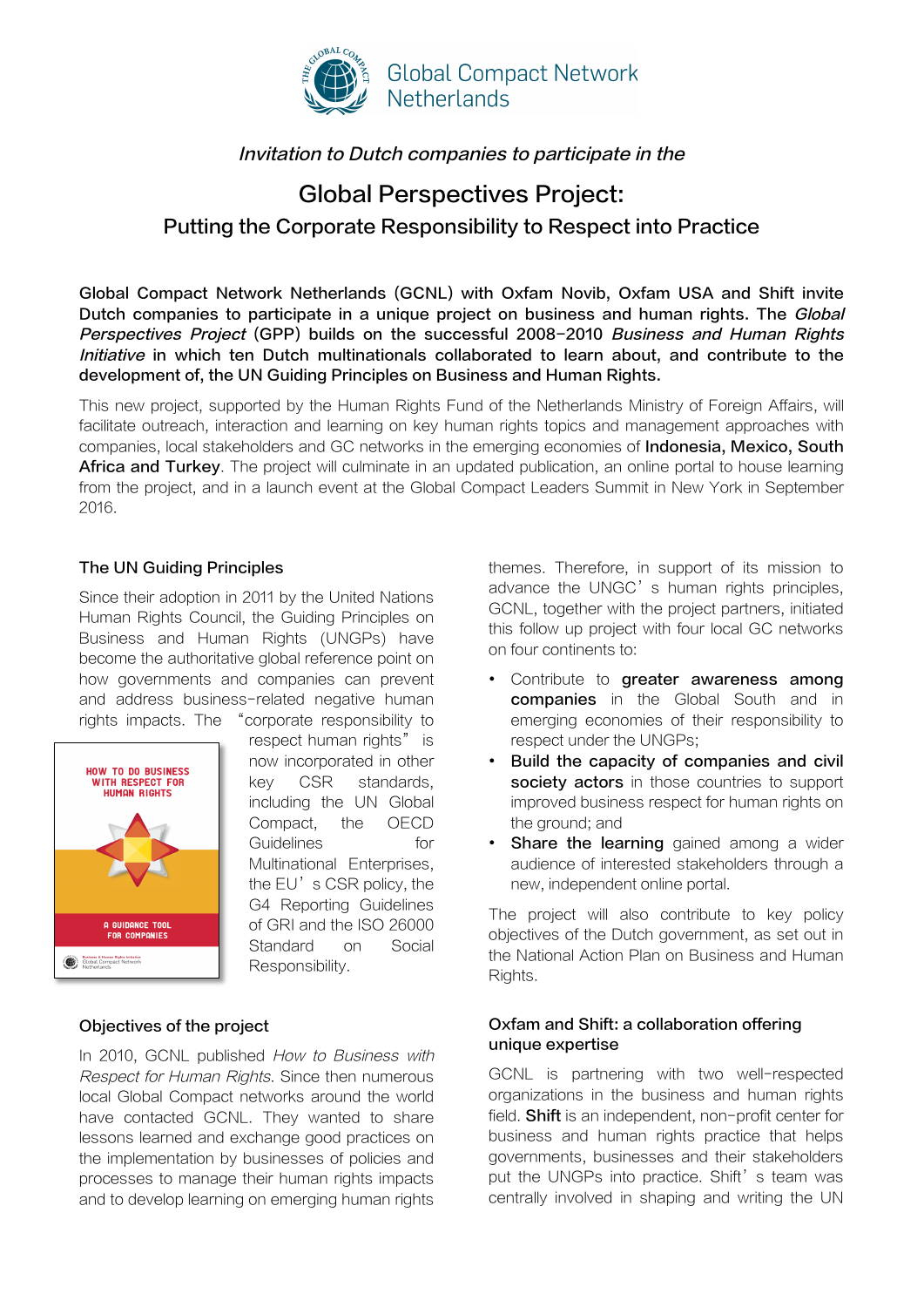Global Compact Network Netherlands

*Invitation to Dutch companies to participate in the*

# Global Perspectives Project:

## Putting the Corporate Responsibility to Respect into Practice

**Global Compact Network Netherlands (GCNL) with Oxfam Novib, Oxfam USA and Shift invite Dutch companies to participate in a unique project on business and human rights. The *Global Perspectives Project* (GPP) builds on the successful 2008-2010 *Business and Human Rights Initiative* in which ten Dutch multinationals collaborated to learn about, and contribute to the development of, the UN Guiding Principles on Business and Human Rights.**

This new project, supported by the Human Rights Fund of the Netherlands Ministry of Foreign Affairs, will facilitate outreach, interaction and learning on key human rights topics and management approaches with companies, local stakeholders and GC networks in the emerging economies of **Indonesia, Mexico, South Africa and Turkey**. The project will culminate in an updated publication, an online portal to house learning from the project, and in a launch event at the Global Compact Leaders Summit in New York in September 2016.

### The UN Guiding Principles

Since their adoption in 2011 by the United Nations Human Rights Council, the Guiding Principles on Business and Human Rights (UNGPs) have become the authoritative global reference point on how governments and companies can prevent and address business-related negative human rights impacts. The "corporate responsibility to respect human rights" is now incorporated in other key CSR standards, including the UN Global Compact, the OECD Guidelines for Multinational Enterprises, the EU's CSR policy, the G4 Reporting Guidelines of GRI and the ISO 26000 Standard on Social Responsibility.

HOW TO DO BUSINESS WITH RESPECT FOR HUMAN RIGHTS

A GUIDANCE TOOL FOR COMPANIES

### Objectives of the project

In 2010, GCNL published *How to Business with Respect for Human Rights*. Since then numerous local Global Compact networks around the world have contacted GCNL. They wanted to share lessons learned and exchange good practices on the implementation by businesses of policies and processes to manage their human rights impacts and to develop learning on emerging human rights themes. Therefore, in support of its mission to advance the UNGC's human rights principles, GCNL, together with the project partners, initiated this follow up project with four local GC networks on four continents to:

- Contribute to **greater awareness among companies** in the Global South and in emerging economies of their responsibility to respect under the UNGPs;
- **Build the capacity of companies and civil society actors** in those countries to support improved business respect for human rights on the ground; and
- **Share the learning** gained among a wider audience of interested stakeholders through a new, independent online portal.

The project will also contribute to key policy objectives of the Dutch government, as set out in the National Action Plan on Business and Human Rights.

### Oxfam and Shift: a collaboration offering unique expertise

GCNL is partnering with two well-respected organizations in the business and human rights field. **Shift** is an independent, non-profit center for business and human rights practice that helps governments, businesses and their stakeholders put the UNGPs into practice. Shift's team was centrally involved in shaping and writing the UN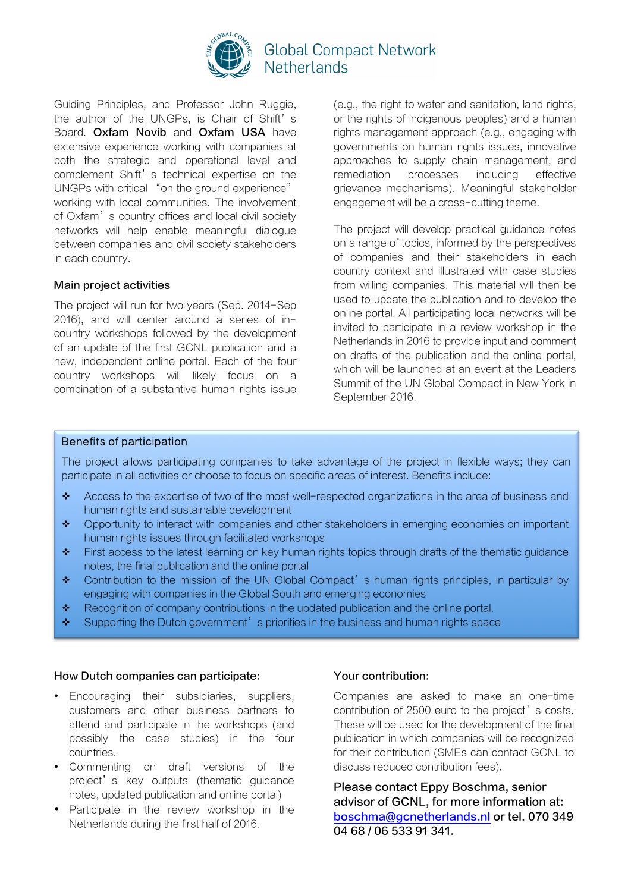Guiding Principles, and Professor John Ruggie, the author of the UNGPs, is Chair of Shift's Board. **Oxfam Novib** and **Oxfam USA** have extensive experience working with companies at both the strategic and operational level and complement Shift's technical expertise on the UNGPs with critical "on the ground experience" working with local communities. The involvement of Oxfam's country offices and local civil society networks will help enable meaningful dialogue between companies and civil society stakeholders in each country.

### Main project activities

The project will run for two years (Sep. 2014-Sep 2016), and will center around a series of in-country workshops followed by the development of an update of the first GCNL publication and a new, independent online portal. Each of the four country workshops will likely focus on a combination of a substantive human rights issue (e.g., the right to water and sanitation, land rights, or the rights of indigenous peoples) and a human rights management approach (e.g., engaging with governments on human rights issues, innovative approaches to supply chain management, and remediation processes including effective grievance mechanisms). Meaningful stakeholder engagement will be a cross-cutting theme.

The project will develop practical guidance notes on a range of topics, informed by the perspectives of companies and their stakeholders in each country context and illustrated with case studies from willing companies. This material will then be used to update the publication and to develop the online portal. All participating local networks will be invited to participate in a review workshop in the Netherlands in 2016 to provide input and comment on drafts of the publication and the online portal, which will be launched at an event at the Leaders Summit of the UN Global Compact in New York in September 2016.

### Benefits of participation

The project allows participating companies to take advantage of the project in flexible ways; they can participate in all activities or choose to focus on specific areas of interest. Benefits include:

- Access to the expertise of two of the most well-respected organizations in the area of business and human rights and sustainable development
- Opportunity to interact with companies and other stakeholders in emerging economies on important human rights issues through facilitated workshops
- First access to the latest learning on key human rights topics through drafts of the thematic guidance notes, the final publication and the online portal
- Contribution to the mission of the UN Global Compact's human rights principles, in particular by engaging with companies in the Global South and emerging economies
- Recognition of company contributions in the updated publication and the online portal.
- Supporting the Dutch government's priorities in the business and human rights space

### How Dutch companies can participate:

- Encouraging their subsidiaries, suppliers, customers and other business partners to attend and participate in the workshops (and possibly the case studies) in the four countries.
- Commenting on draft versions of the project's key outputs (thematic guidance notes, updated publication and online portal)
- Participate in the review workshop in the Netherlands during the first half of 2016.

### Your contribution:

Companies are asked to make an one-time contribution of 2500 euro to the project's costs. These will be used for the development of the final publication in which companies will be recognized for their contribution (SMEs can contact GCNL to discuss reduced contribution fees).

**Please contact Eppy Boschma, senior advisor of GCNL, for more information at: boschma@gcnetherlands.nl or tel. 070 349 04 68 / 06 533 91 341.**